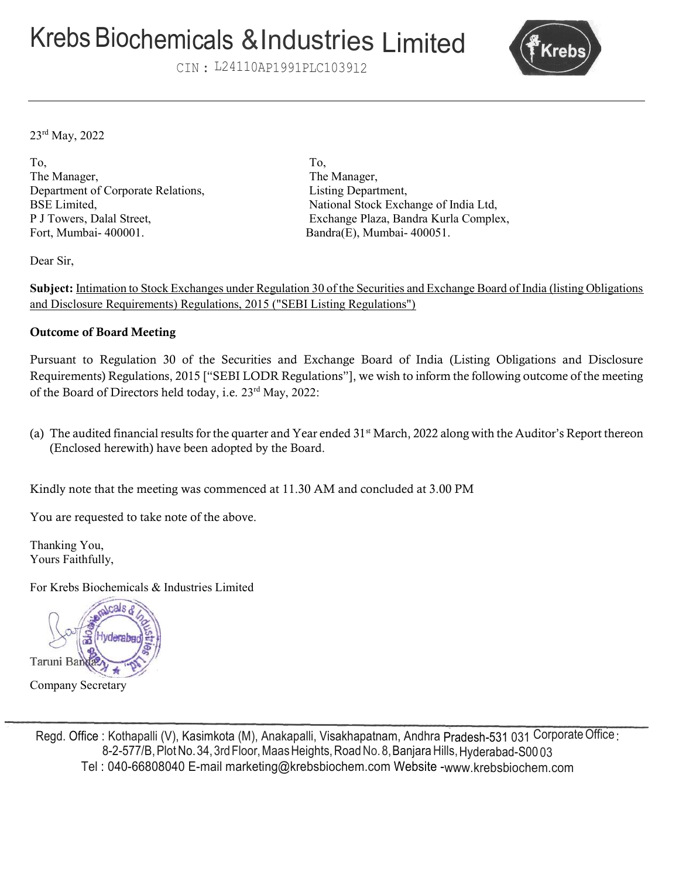# Krebs Biochemicals & Industries Limited

CIN : L24110AP1991PLC103912

23rd May, 2022

To,
The Manager,
Department of Corporate Relations,
BSE Limited,
P J Towers, Dalal Street,
Fort, Mumbai- 400001.

To,
The Manager,
Listing Department,
National Stock Exchange of India Ltd,
Exchange Plaza, Bandra Kurla Complex,
Bandra(E), Mumbai- 400051.

Dear Sir,

**Subject:** Intimation to Stock Exchanges under Regulation 30 of the Securities and Exchange Board of India (listing Obligations and Disclosure Requirements) Regulations, 2015 ("SEBI Listing Regulations")

**Outcome of Board Meeting**

Pursuant to Regulation 30 of the Securities and Exchange Board of India (Listing Obligations and Disclosure Requirements) Regulations, 2015 ["SEBI LODR Regulations"], we wish to inform the following outcome of the meeting of the Board of Directors held today, i.e. 23rd May, 2022:

(a) The audited financial results for the quarter and Year ended 31st March, 2022 along with the Auditor's Report thereon (Enclosed herewith) have been adopted by the Board.

Kindly note that the meeting was commenced at 11.30 AM and concluded at 3.00 PM

You are requested to take note of the above.

Thanking You,
Yours Faithfully,

For Krebs Biochemicals & Industries Limited

Taruni Banda
Company Secretary

Regd. Office : Kothapalli (V), Kasimkota (M), Anakapalli, Visakhapatnam, Andhra Pradesh-531 031 Corporate Office : 8-2-577/B, Plot No. 34, 3rd Floor, Maas Heights, Road No. 8, Banjara Hills, Hyderabad-500 03
Tel : 040-66808040 E-mail marketing@krebsbiochem.com Website -www.krebsbiochem.com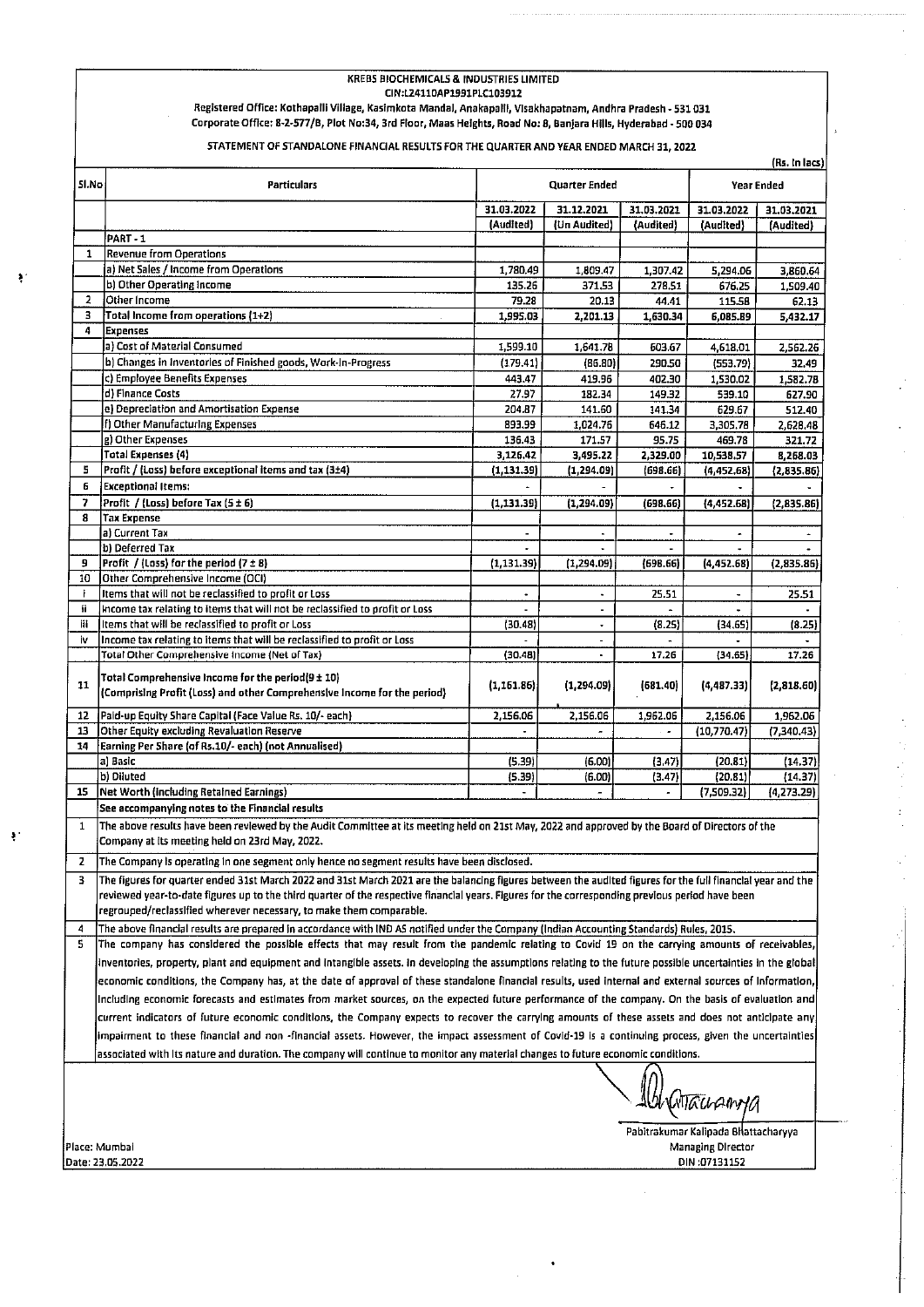**KREBS BIOCHEMICALS & INDUSTRIES LIMITED**
**CIN:L24110AP1991PLC103912**
**Registered Office: Kothapalli Village, Kasimkota Mandal, Anakapalli, Visakhapatnam, Andhra Pradesh - 531 031**
**Corporate Office: 8-2-577/B, Plot No:34, 3rd Floor, Maas Heights, Road No: 8, Banjara Hills, Hyderabad - 500 034**

**STATEMENT OF STANDALONE FINANCIAL RESULTS FOR THE QUARTER AND YEAR ENDED MARCH 31, 2022**

(Rs. In lacs)

| Sl.No | Particulars | Quarter Ended | | | Year Ended | |
|---|---|---|---|---|---|---|
| | | 31.03.2022 | 31.12.2021 | 31.03.2021 | 31.03.2022 | 31.03.2021 |
| | | (Audited) | (Un Audited) | (Audited) | (Audited) | (Audited) |
| | PART - 1 | | | | | |
| 1 | Revenue from Operations | | | | | |
| | a) Net Sales / Income from Operations | 1,780.49 | 1,809.47 | 1,307.42 | 5,294.06 | 3,860.64 |
| | b) Other Operating Income | 135.26 | 371.53 | 278.51 | 676.25 | 1,509.40 |
| 2 | Other Income | 79.28 | 20.13 | 44.41 | 115.58 | 62.13 |
| 3 | Total Income from operations (1+2) | 1,995.03 | 2,201.13 | 1,630.34 | 6,085.89 | 5,432.17 |
| 4 | Expenses | | | | | |
| | a) Cost of Material Consumed | 1,599.10 | 1,641.78 | 603.67 | 4,618.01 | 2,562.26 |
| | b) Changes in Inventories of Finished goods, Work-in-Progress | (179.41) | (86.80) | 290.50 | (553.79) | 32.49 |
| | c) Employee Benefits Expenses | 443.47 | 419.96 | 402.30 | 1,530.02 | 1,582.78 |
| | d) Finance Costs | 27.97 | 182.34 | 149.32 | 539.10 | 627.90 |
| | e) Depreciation and Amortisation Expense | 204.87 | 141.60 | 141.34 | 629.67 | 512.40 |
| | f) Other Manufacturing Expenses | 893.99 | 1,024.76 | 646.12 | 3,305.78 | 2,628.48 |
| | g) Other Expenses | 136.43 | 171.57 | 95.75 | 469.78 | 321.72 |
| | Total Expenses (4) | 3,126.42 | 3,495.22 | 2,329.00 | 10,538.57 | 8,268.03 |
| 5 | Profit / (Loss) before exceptional items and tax (3±4) | (1,131.39) | (1,294.09) | (698.66) | (4,452.68) | (2,835.86) |
| 6 | Exceptional Items: | - | - | - | - | - |
| 7 | Profit / (Loss) before Tax (5 ± 6) | (1,131.39) | (1,294.09) | (698.66) | (4,452.68) | (2,835.86) |
| 8 | Tax Expense | | | | | |
| | a) Current Tax | - | - | - | - | - |
| | b) Deferred Tax | - | - | - | - | - |
| 9 | Profit / (Loss) for the period (7 ± 8) | (1,131.39) | (1,294.09) | (698.66) | (4,452.68) | (2,835.86) |
| 10 | Other Comprehensive Income (OCI) | | | | | |
| i | Items that will not be reclassified to profit or Loss | - | - | 25.51 | - | 25.51 |
| ii | Income tax relating to items that will not be reclassified to profit or Loss | - | - | - | - | - |
| iii | Items that will be reclassified to profit or Loss | (30.48) | - | (8.25) | (34.65) | (8.25) |
| iv | Income tax relating to items that will be reclassified to profit or Loss | - | - | - | - | - |
| | Total Other Comprehensive Income (Net of Tax) | (30.48) | - | 17.26 | (34.65) | 17.26 |
| 11 | Total Comprehensive Income for the period(9 ± 10) (Comprising Profit (Loss) and other Comprehensive Income for the period) | (1,161.86) | (1,294.09) | (681.40) | (4,487.33) | (2,818.60) |
| 12 | Paid-up Equity Share Capital (Face Value Rs. 10/- each) | 2,156.06 | 2,156.06 | 1,962.06 | 2,156.06 | 1,962.06 |
| 13 | Other Equity excluding Revaluation Reserve | - | - | - | (10,770.47) | (7,340.43) |
| 14 | Earning Per Share (of Rs.10/- each) (not Annualised) | | | | | |
| | a) Basic | (5.39) | (6.00) | (3.47) | (20.81) | (14.37) |
| | b) Diluted | (5.39) | (6.00) | (3.47) | (20.81) | (14.37) |
| 15 | Net Worth (including Retained Earnings) | - | - | - | (7,509.32) | (4,273.29) |

See accompanying notes to the Financial results

1. The above results have been reviewed by the Audit Committee at its meeting held on 21st May, 2022 and approved by the Board of Directors of the Company at its meeting held on 23rd May, 2022.
2. The Company is operating in one segment only hence no segment results have been disclosed.
3. The figures for quarter ended 31st March 2022 and 31st March 2021 are the balancing figures between the audited figures for the full financial year and the reviewed year-to-date figures up to the third quarter of the respective financial years. Figures for the corresponding previous period have been regrouped/reclassified wherever necessary, to make them comparable.
4. The above financial results are prepared in accordance with IND AS notified under the Company (Indian Accounting Standards) Rules, 2015.
5. The company has considered the possible effects that may result from the pandemic relating to Covid 19 on the carrying amounts of receivables, inventories, property, plant and equipment and intangible assets. In developing the assumptions relating to the future possible uncertainties in the global economic conditions, the Company has, at the date of approval of these standalone financial results, used internal and external sources of information, including economic forecasts and estimates from market sources, on the expected future performance of the company. On the basis of evaluation and current indicators of future economic conditions, the Company expects to recover the carrying amounts of these assets and does not anticipate any impairment to these financial and non -financial assets. However, the impact assessment of Covid-19 is a continuing process, given the uncertainties associated with its nature and duration. The company will continue to monitor any material changes to future economic conditions.

Place: Mumbai
Date: 23.05.2022

Pabitrakumar Kalipada Bhattacharyya
Managing Director
DIN :07131152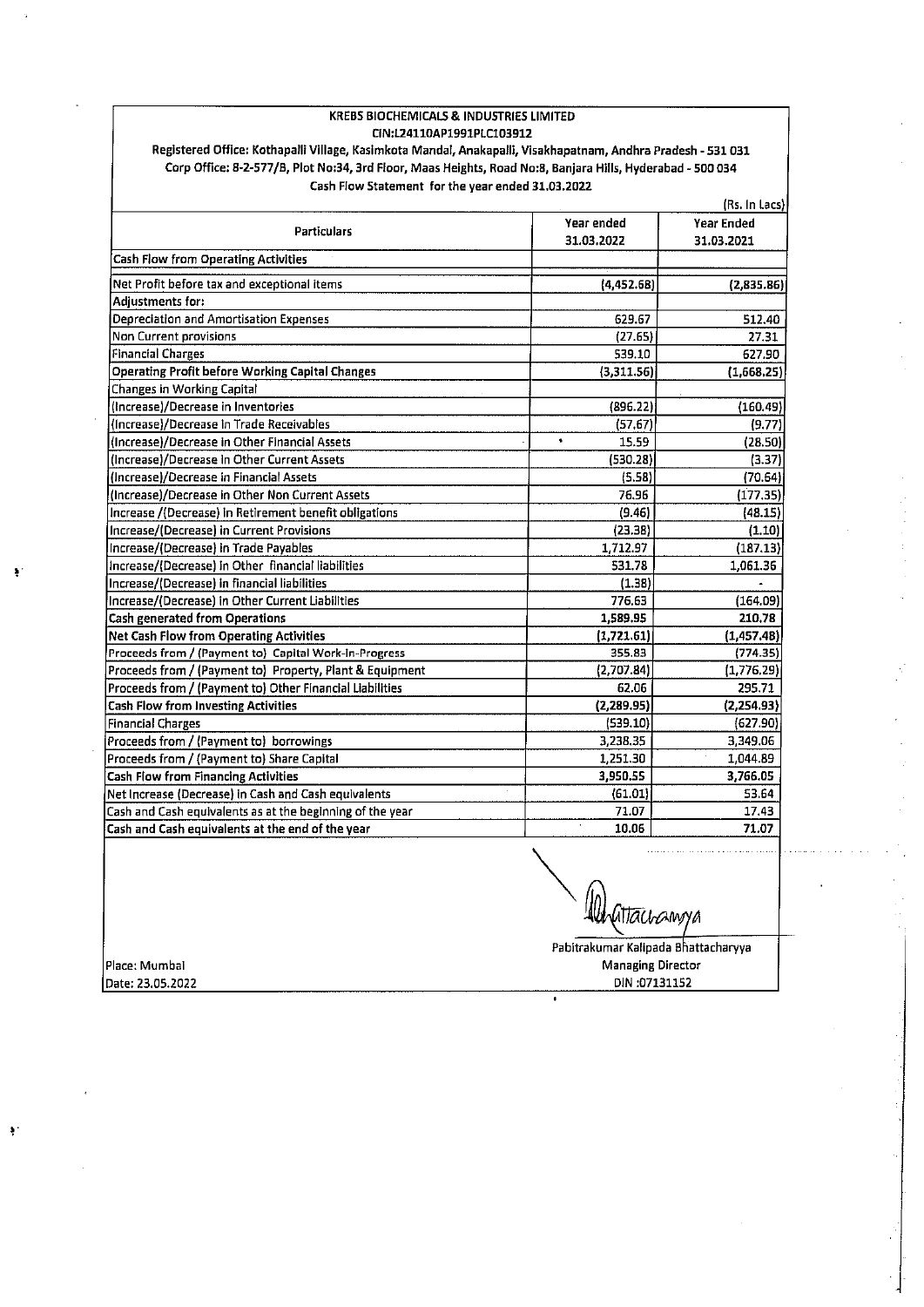**KREBS BIOCHEMICALS & INDUSTRIES LIMITED**

**CIN:L24110AP1991PLC103912**

**Registered Office: Kothapalli Village, Kasimkota Mandal, Anakapalli, Visakhapatnam, Andhra Pradesh - 531 031**

**Corp Office: 8-2-577/B, Plot No:34, 3rd Floor, Maas Heights, Road No:8, Banjara Hills, Hyderabad - 500 034**

**Cash Flow Statement for the year ended 31.03.2022**

(Rs. In Lacs)

| Particulars | Year ended 31.03.2022 | Year Ended 31.03.2021 |
|---|---|---|
| **Cash Flow from Operating Activities** | | |
| Net Profit before tax and exceptional items | (4,452.68) | (2,835.86) |
| **Adjustments for:** | | |
| Depreciation and Amortisation Expenses | 629.67 | 512.40 |
| Non Current provisions | (27.65) | 27.31 |
| Financial Charges | 539.10 | 627.90 |
| **Operating Profit before Working Capital Changes** | (3,311.56) | (1,668.25) |
| Changes in Working Capital | | |
| (Increase)/Decrease in Inventories | (896.22) | (160.49) |
| (Increase)/Decrease in Trade Receivables | (57.67) | (9.77) |
| (Increase)/Decrease in Other Financial Assets | 15.59 | (28.50) |
| (Increase)/Decrease in Other Current Assets | (530.28) | (3.37) |
| (Increase)/Decrease in Financial Assets | (5.58) | (70.64) |
| (Increase)/Decrease in Other Non Current Assets | 76.96 | (177.35) |
| Increase /(Decrease) in Retirement benefit obligations | (9.46) | (48.15) |
| Increase/(Decrease) in Current Provisions | (23.38) | (1.10) |
| Increase/(Decrease) in Trade Payables | 1,712.97 | (187.13) |
| Increase/(Decrease) in Other financial liabilities | 531.78 | 1,061.36 |
| Increase/(Decrease) in financial liabilities | (1.38) | - |
| Increase/(Decrease) in Other Current Liabilities | 776.63 | (164.09) |
| **Cash generated from Operations** | 1,589.95 | 210.78 |
| **Net Cash Flow from Operating Activities** | (1,721.61) | (1,457.48) |
| Proceeds from / (Payment to) Capital Work-In-Progress | 355.83 | (774.35) |
| Proceeds from / (Payment to) Property, Plant & Equipment | (2,707.84) | (1,776.29) |
| Proceeds from / (Payment to) Other Financial Liabilities | 62.06 | 295.71 |
| **Cash Flow from Investing Activities** | (2,289.95) | (2,254.93) |
| Financial Charges | (539.10) | (627.90) |
| Proceeds from / (Payment to) borrowings | 3,238.35 | 3,349.06 |
| Proceeds from / (Payment to) Share Capital | 1,251.30 | 1,044.89 |
| **Cash Flow from Financing Activities** | 3,950.55 | 3,766.05 |
| Net Increase (Decrease) in Cash and Cash equivalents | (61.01) | 53.64 |
| Cash and Cash equivalents as at the beginning of the year | 71.07 | 17.43 |
| Cash and Cash equivalents at the end of the year | 10.06 | 71.07 |

Pabitrakumar Kalipada Bhattacharyya
Managing Director
DIN :07131152

Place: Mumbai
Date: 23.05.2022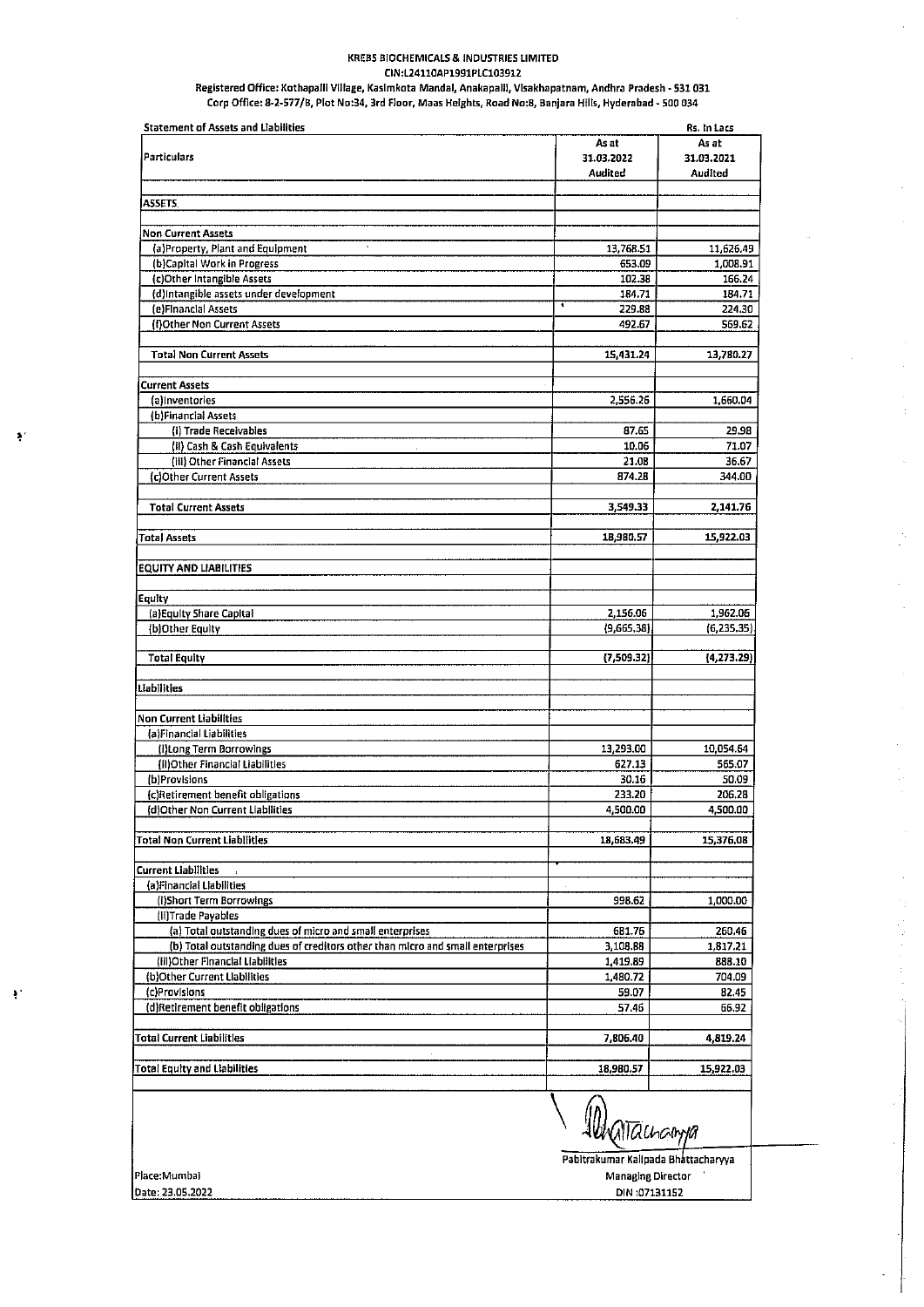# KREBS BIOCHEMICALS & INDUSTRIES LIMITED

CIN:L24110AP1991PLC103912

Registered Office: Kothapalli Village, Kasimkota Mandal, Anakapalli, Visakhapatnam, Andhra Pradesh - 531 031

Corp Office: 8-2-577/B, Plot No:34, 3rd Floor, Maas Heights, Road No:8, Banjara Hills, Hyderabad - 500 034

**Statement of Assets and Liabilities** Rs. In Lacs

| Particulars | As at 31.03.2022 Audited | As at 31.03.2021 Audited |
|---|---|---|
| **ASSETS** | | |
| **Non Current Assets** | | |
| (a)Property, Plant and Equipment | 13,768.51 | 11,626.49 |
| (b)Capital Work in Progress | 653.09 | 1,008.91 |
| (c)Other Intangible Assets | 102.38 | 166.24 |
| (d)Intangible assets under development | 184.71 | 184.71 |
| (e)Financial Assets | 229.88 | 224.30 |
| (f)Other Non Current Assets | 492.67 | 569.62 |
| **Total Non Current Assets** | 15,431.24 | 13,780.27 |
| **Current Assets** | | |
| (a)Inventories | 2,556.26 | 1,660.04 |
| (b)Financial Assets | | |
| (i) Trade Receivables | 87.65 | 29.98 |
| (ii) Cash & Cash Equivalents | 10.06 | 71.07 |
| (iii) Other Financial Assets | 21.08 | 36.67 |
| (c)Other Current Assets | 874.28 | 344.00 |
| **Total Current Assets** | 3,549.33 | 2,141.76 |
| **Total Assets** | 18,980.57 | 15,922.03 |
| **EQUITY AND LIABILITIES** | | |
| **Equity** | | |
| (a)Equity Share Capital | 2,156.06 | 1,962.06 |
| (b)Other Equity | (9,665.38) | (6,235.35) |
| **Total Equity** | (7,509.32) | (4,273.29) |
| **Liabilities** | | |
| **Non Current Liabilities** | | |
| (a)Financial Liabilities | | |
| (i)Long Term Borrowings | 13,293.00 | 10,054.64 |
| (ii)Other Financial Liabilities | 627.13 | 565.07 |
| (b)Provisions | 30.16 | 50.09 |
| (c)Retirement benefit obligations | 233.20 | 206.28 |
| (d)Other Non Current Liabilities | 4,500.00 | 4,500.00 |
| **Total Non Current Liabilities** | 18,683.49 | 15,376.08 |
| **Current Liabilities** | | |
| (a)Financial Liabilities | | |
| (i)Short Term Borrowings | 998.62 | 1,000.00 |
| (ii)Trade Payables | | |
| (a) Total outstanding dues of micro and small enterprises | 681.76 | 260.46 |
| (b) Total outstanding dues of creditors other than micro and small enterprises | 3,108.88 | 1,817.21 |
| (iii)Other Financial Liabilities | 1,419.89 | 888.10 |
| (b)Other Current Liabilities | 1,480.72 | 704.09 |
| (c)Provisions | 59.07 | 82.45 |
| (d)Retirement benefit obligations | 57.46 | 66.92 |
| **Total Current Liabilities** | 7,806.40 | 4,819.24 |
| **Total Equity and Liabilities** | 18,980.57 | 15,922.03 |

Place: Mumbai

Date: 23.05.2022

Pabitrakumar Kalipada Bhattacharyya

Managing Director

DIN :07131152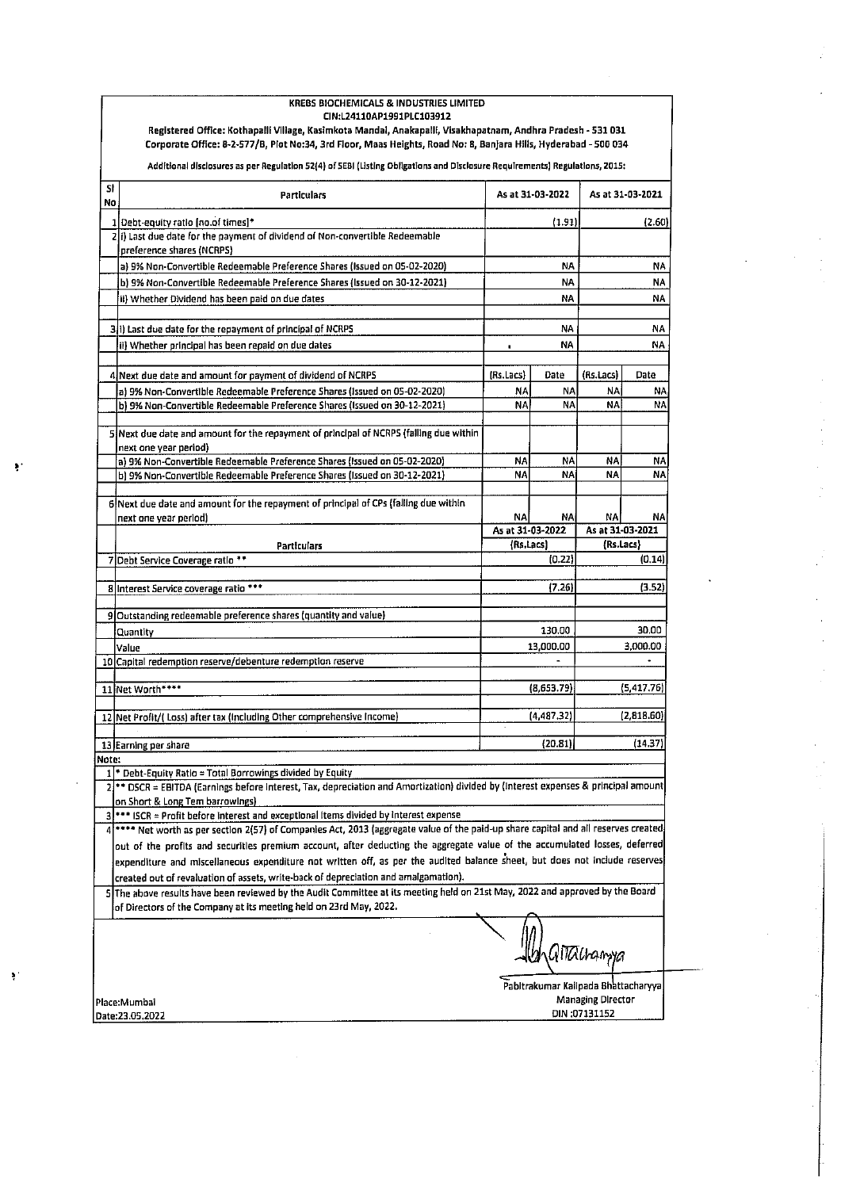**KREBS BIOCHEMICALS & INDUSTRIES LIMITED**

**CIN:L24110AP1991PLC103912**

**Registered Office: Kothapalli Village, Kasimkota Mandal, Anakapalli, Visakhapatnam, Andhra Pradesh - 531 031**

**Corporate Office: 8-2-577/B, Plot No:34, 3rd Floor, Maas Heights, Road No: 8, Banjara Hills, Hyderabad - 500 034**

Additional disclosures as per Regulation 52(4) of SEBI (Listing Obligations and Disclosure Requirements) Regulations, 2015:

| Sl No | Particulars | As at 31-03-2022 | | As at 31-03-2021 | |
|---|---|---|---|---|---|
| 1 | Debt-equity ratio (no.of times)* | | (1.91) | | (2.60) |
| 2 | i) Last due date for the payment of dividend of Non-convertible Redeemable preference shares (NCRPS) | | | | |
| | a) 9% Non-Convertible Redeemable Preference Shares (Issued on 05-02-2020) | | NA | | NA |
| | b) 9% Non-Convertible Redeemable Preference Shares (Issued on 30-12-2021) | | NA | | NA |
| | ii) Whether Dividend has been paid on due dates | | NA | | NA |
| 3 | i) Last due date for the repayment of principal of NCRPS | | NA | | NA |
| | ii) Whether principal has been repaid on due dates | | NA | | NA |
| 4 | Next due date and amount for payment of dividend of NCRPS | (Rs.Lacs) | Date | (Rs.Lacs) | Date |
| | a) 9% Non-Convertible Redeemable Preference Shares (Issued on 05-02-2020) | NA | NA | NA | NA |
| | b) 9% Non-Convertible Redeemable Preference Shares (Issued on 30-12-2021) | NA | NA | NA | NA |
| 5 | Next due date and amount for the repayment of principal of NCRPS (falling due within next one year period) | | | | |
| | a) 9% Non-Convertible Redeemable Preference Shares (Issued on 05-02-2020) | NA | NA | NA | NA |
| | b) 9% Non-Convertible Redeemable Preference Shares (Issued on 30-12-2021) | NA | NA | NA | NA |
| 6 | Next due date and amount for the repayment of principal of CPs (falling due within next one year period) | NA | NA | NA | NA |
| | **Particulars** | As at 31-03-2022 (Rs.Lacs) | | As at 31-03-2021 (Rs.Lacs) | |
| 7 | Debt Service Coverage ratio ** | | (0.22) | | (0.14) |
| 8 | Interest Service coverage ratio *** | | (7.26) | | (3.52) |
| 9 | Outstanding redeemable preference shares (quantity and value) | | | | |
| | Quantity | | 130.00 | | 30.00 |
| | Value | | 13,000.00 | | 3,000.00 |
| 10 | Capital redemption reserve/debenture redemption reserve | | - | | - |
| 11 | Net Worth**** | | (8,653.79) | | (5,417.76) |
| 12 | Net Profit/( Loss) after tax (including Other comprehensive income) | | (4,487.32) | | (2,818.60) |
| 13 | Earning per share | | (20.81) | | (14.37) |

**Note:**

1. * Debt-Equity Ratio = Total Borrowings divided by Equity
2. ** DSCR = EBITDA (Earnings before Interest, Tax, depreciation and Amortization) divided by (Interest expenses & principal amount on Short & Long Tem borrowings)
3. *** ISCR = Profit before interest and exceptional items divided by interest expense
4. **** Net worth as per section 2(57) of Companies Act, 2013 (aggregate value of the paid-up share capital and all reserves created out of the profits and securities premium account, after deducting the aggregate value of the accumulated losses, deferred expenditure and miscellaneous expenditure not written off, as per the audited balance sheet, but does not include reserves created out of revaluation of assets, write-back of depreciation and amalgamation).
5. The above results have been reviewed by the Audit Committee at its meeting held on 21st May, 2022 and approved by the Board of Directors of the Company at its meeting held on 23rd May, 2022.

Place:Mumbai
Date:23.05.2022

Pabitrakumar Kalipada Bhattacharyya
Managing Director
DIN :07131152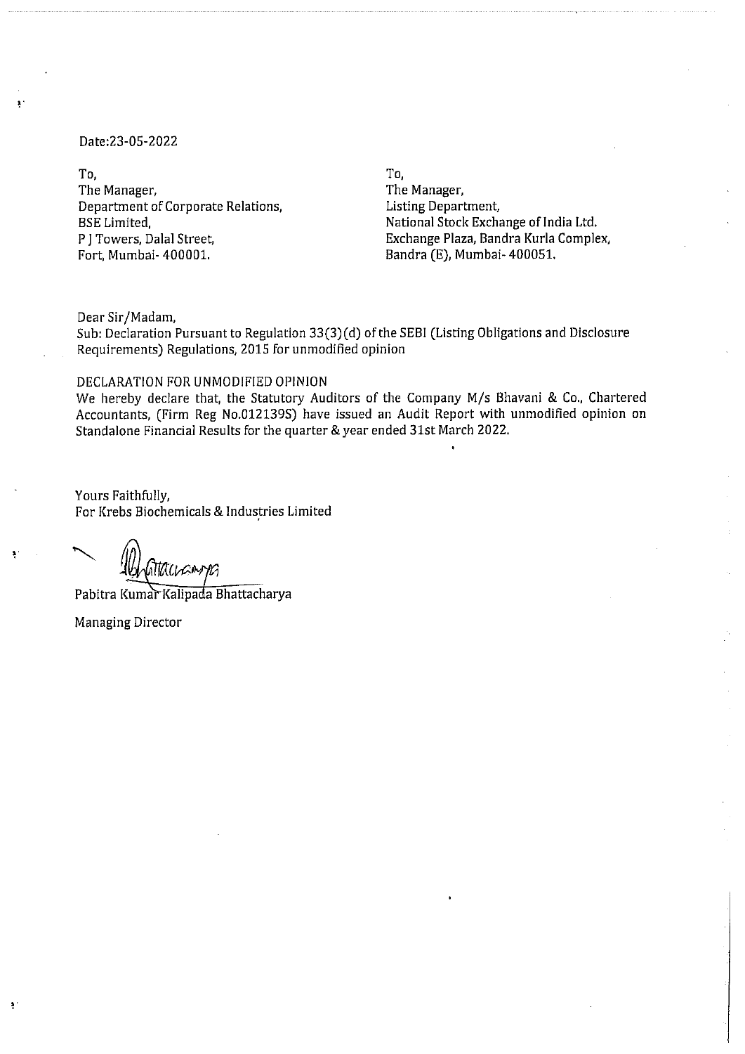Date:23-05-2022

To,
The Manager,
Department of Corporate Relations,
BSE Limited,
P J Towers, Dalal Street,
Fort, Mumbai- 400001.

To,
The Manager,
Listing Department,
National Stock Exchange of India Ltd.
Exchange Plaza, Bandra Kurla Complex,
Bandra (E), Mumbai- 400051.

Dear Sir/Madam,

Sub: Declaration Pursuant to Regulation 33(3)(d) of the SEBI (Listing Obligations and Disclosure Requirements) Regulations, 2015 for unmodified opinion

DECLARATION FOR UNMODIFIED OPINION

We hereby declare that, the Statutory Auditors of the Company M/s Bhavani & Co., Chartered Accountants, (Firm Reg No.012139S) have issued an Audit Report with unmodified opinion on Standalone Financial Results for the quarter & year ended 31st March 2022.

Yours Faithfully,
For Krebs Biochemicals & Industries Limited

Pabitra Kumar Kalipada Bhattacharya

Managing Director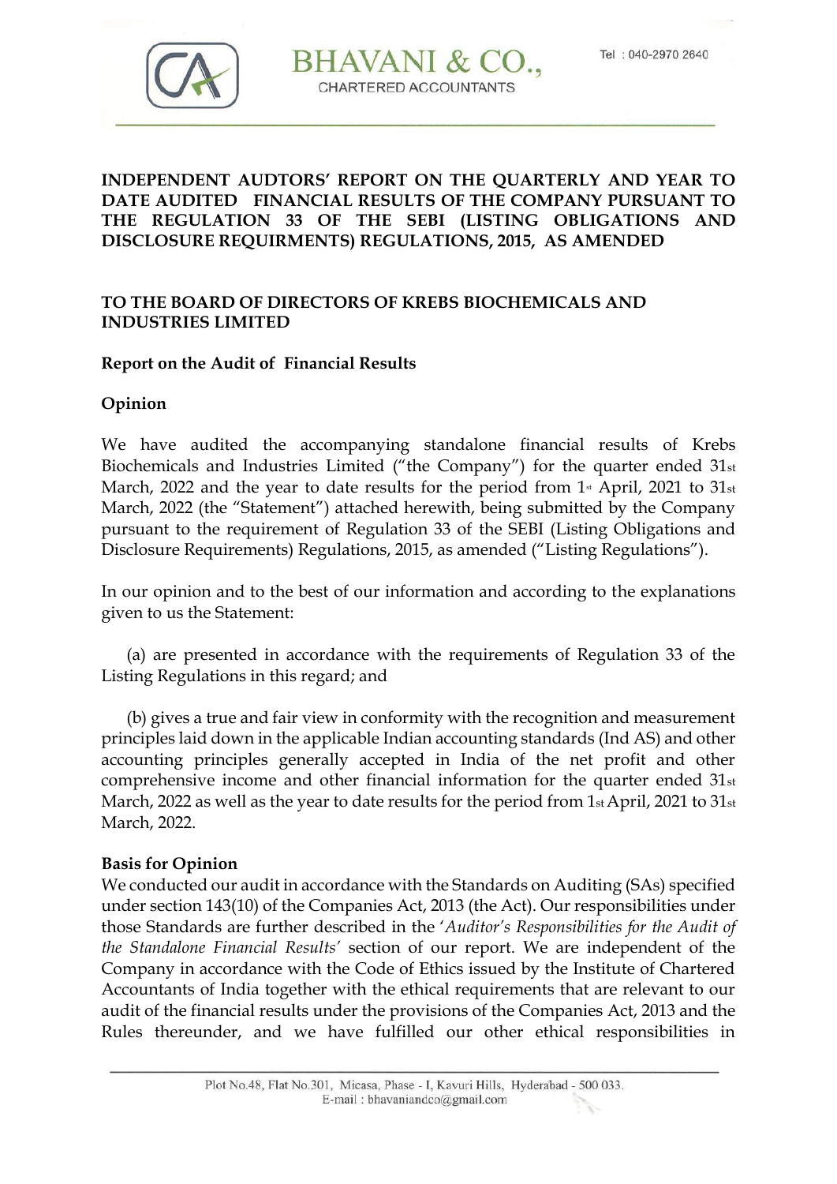**INDEPENDENT AUDTORS' REPORT ON THE QUARTERLY AND YEAR TO DATE AUDITED FINANCIAL RESULTS OF THE COMPANY PURSUANT TO THE REGULATION 33 OF THE SEBI (LISTING OBLIGATIONS AND DISCLOSURE REQUIRMENTS) REGULATIONS, 2015, AS AMENDED**

**TO THE BOARD OF DIRECTORS OF KREBS BIOCHEMICALS AND INDUSTRIES LIMITED**

**Report on the Audit of Financial Results**

**Opinion**

We have audited the accompanying standalone financial results of Krebs Biochemicals and Industries Limited ("the Company") for the quarter ended 31st March, 2022 and the year to date results for the period from 1st April, 2021 to 31st March, 2022 (the "Statement") attached herewith, being submitted by the Company pursuant to the requirement of Regulation 33 of the SEBI (Listing Obligations and Disclosure Requirements) Regulations, 2015, as amended ("Listing Regulations").

In our opinion and to the best of our information and according to the explanations given to us the Statement:

(a) are presented in accordance with the requirements of Regulation 33 of the Listing Regulations in this regard; and

(b) gives a true and fair view in conformity with the recognition and measurement principles laid down in the applicable Indian accounting standards (Ind AS) and other accounting principles generally accepted in India of the net profit and other comprehensive income and other financial information for the quarter ended 31st March, 2022 as well as the year to date results for the period from 1st April, 2021 to 31st March, 2022.

**Basis for Opinion**

We conducted our audit in accordance with the Standards on Auditing (SAs) specified under section 143(10) of the Companies Act, 2013 (the Act). Our responsibilities under those Standards are further described in the '*Auditor's Responsibilities for the Audit of the Standalone Financial Results'* section of our report. We are independent of the Company in accordance with the Code of Ethics issued by the Institute of Chartered Accountants of India together with the ethical requirements that are relevant to our audit of the financial results under the provisions of the Companies Act, 2013 and the Rules thereunder, and we have fulfilled our other ethical responsibilities in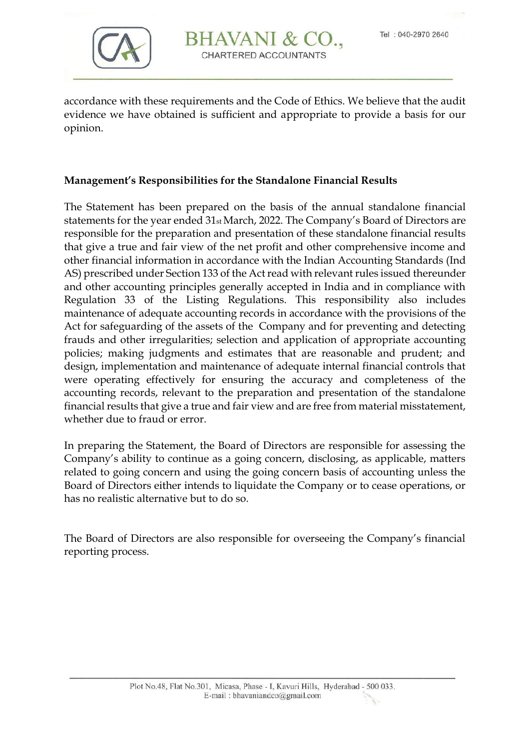accordance with these requirements and the Code of Ethics. We believe that the audit evidence we have obtained is sufficient and appropriate to provide a basis for our opinion.

**Management's Responsibilities for the Standalone Financial Results**

The Statement has been prepared on the basis of the annual standalone financial statements for the year ended 31st March, 2022. The Company's Board of Directors are responsible for the preparation and presentation of these standalone financial results that give a true and fair view of the net profit and other comprehensive income and other financial information in accordance with the Indian Accounting Standards (Ind AS) prescribed under Section 133 of the Act read with relevant rules issued thereunder and other accounting principles generally accepted in India and in compliance with Regulation 33 of the Listing Regulations. This responsibility also includes maintenance of adequate accounting records in accordance with the provisions of the Act for safeguarding of the assets of the Company and for preventing and detecting frauds and other irregularities; selection and application of appropriate accounting policies; making judgments and estimates that are reasonable and prudent; and design, implementation and maintenance of adequate internal financial controls that were operating effectively for ensuring the accuracy and completeness of the accounting records, relevant to the preparation and presentation of the standalone financial results that give a true and fair view and are free from material misstatement, whether due to fraud or error.

In preparing the Statement, the Board of Directors are responsible for assessing the Company's ability to continue as a going concern, disclosing, as applicable, matters related to going concern and using the going concern basis of accounting unless the Board of Directors either intends to liquidate the Company or to cease operations, or has no realistic alternative but to do so.

The Board of Directors are also responsible for overseeing the Company's financial reporting process.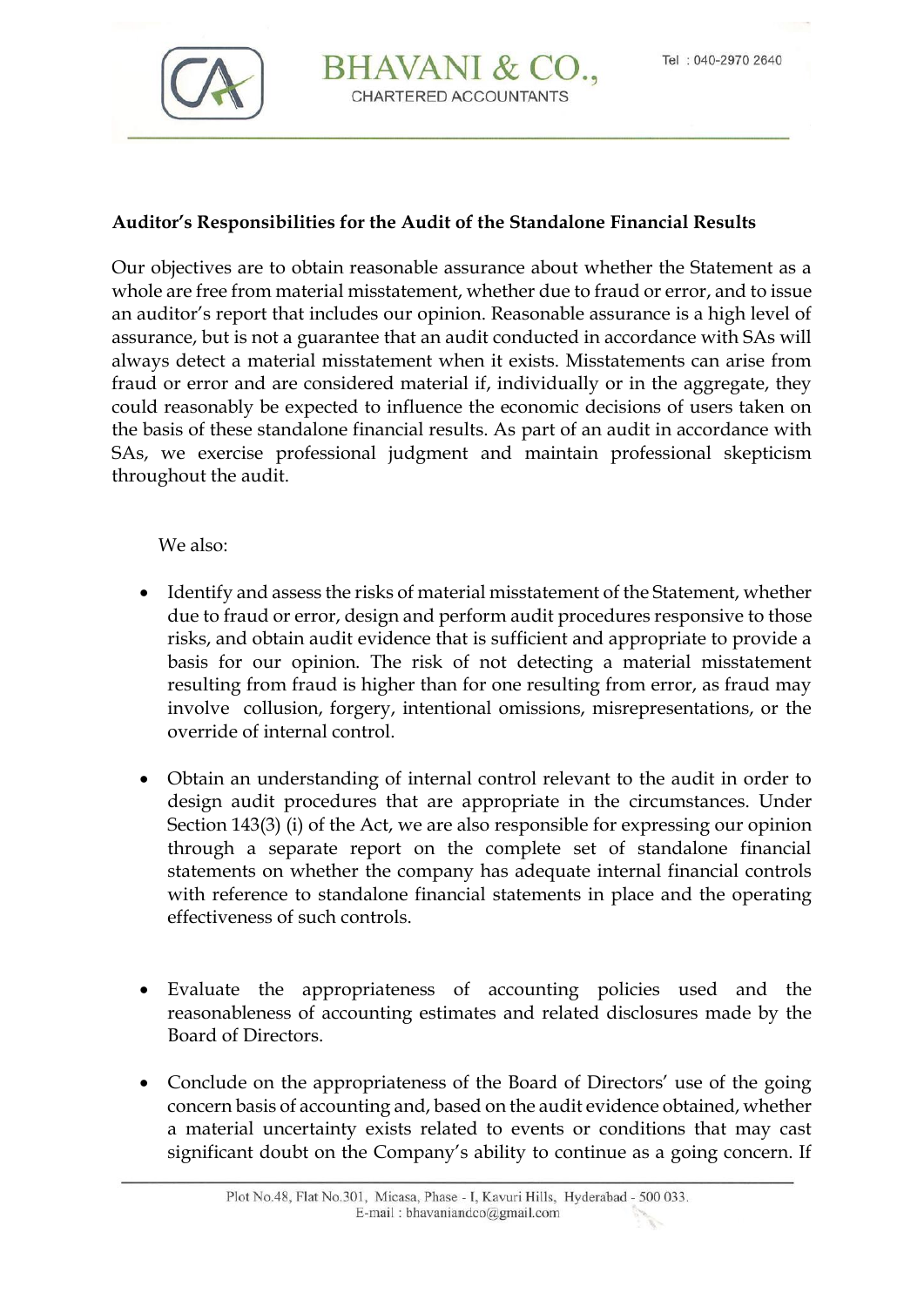**Auditor's Responsibilities for the Audit of the Standalone Financial Results**

Our objectives are to obtain reasonable assurance about whether the Statement as a whole are free from material misstatement, whether due to fraud or error, and to issue an auditor's report that includes our opinion. Reasonable assurance is a high level of assurance, but is not a guarantee that an audit conducted in accordance with SAs will always detect a material misstatement when it exists. Misstatements can arise from fraud or error and are considered material if, individually or in the aggregate, they could reasonably be expected to influence the economic decisions of users taken on the basis of these standalone financial results. As part of an audit in accordance with SAs, we exercise professional judgment and maintain professional skepticism throughout the audit.

We also:

- Identify and assess the risks of material misstatement of the Statement, whether due to fraud or error, design and perform audit procedures responsive to those risks, and obtain audit evidence that is sufficient and appropriate to provide a basis for our opinion. The risk of not detecting a material misstatement resulting from fraud is higher than for one resulting from error, as fraud may involve collusion, forgery, intentional omissions, misrepresentations, or the override of internal control.

- Obtain an understanding of internal control relevant to the audit in order to design audit procedures that are appropriate in the circumstances. Under Section 143(3) (i) of the Act, we are also responsible for expressing our opinion through a separate report on the complete set of standalone financial statements on whether the company has adequate internal financial controls with reference to standalone financial statements in place and the operating effectiveness of such controls.

- Evaluate the appropriateness of accounting policies used and the reasonableness of accounting estimates and related disclosures made by the Board of Directors.

- Conclude on the appropriateness of the Board of Directors' use of the going concern basis of accounting and, based on the audit evidence obtained, whether a material uncertainty exists related to events or conditions that may cast significant doubt on the Company's ability to continue as a going concern. If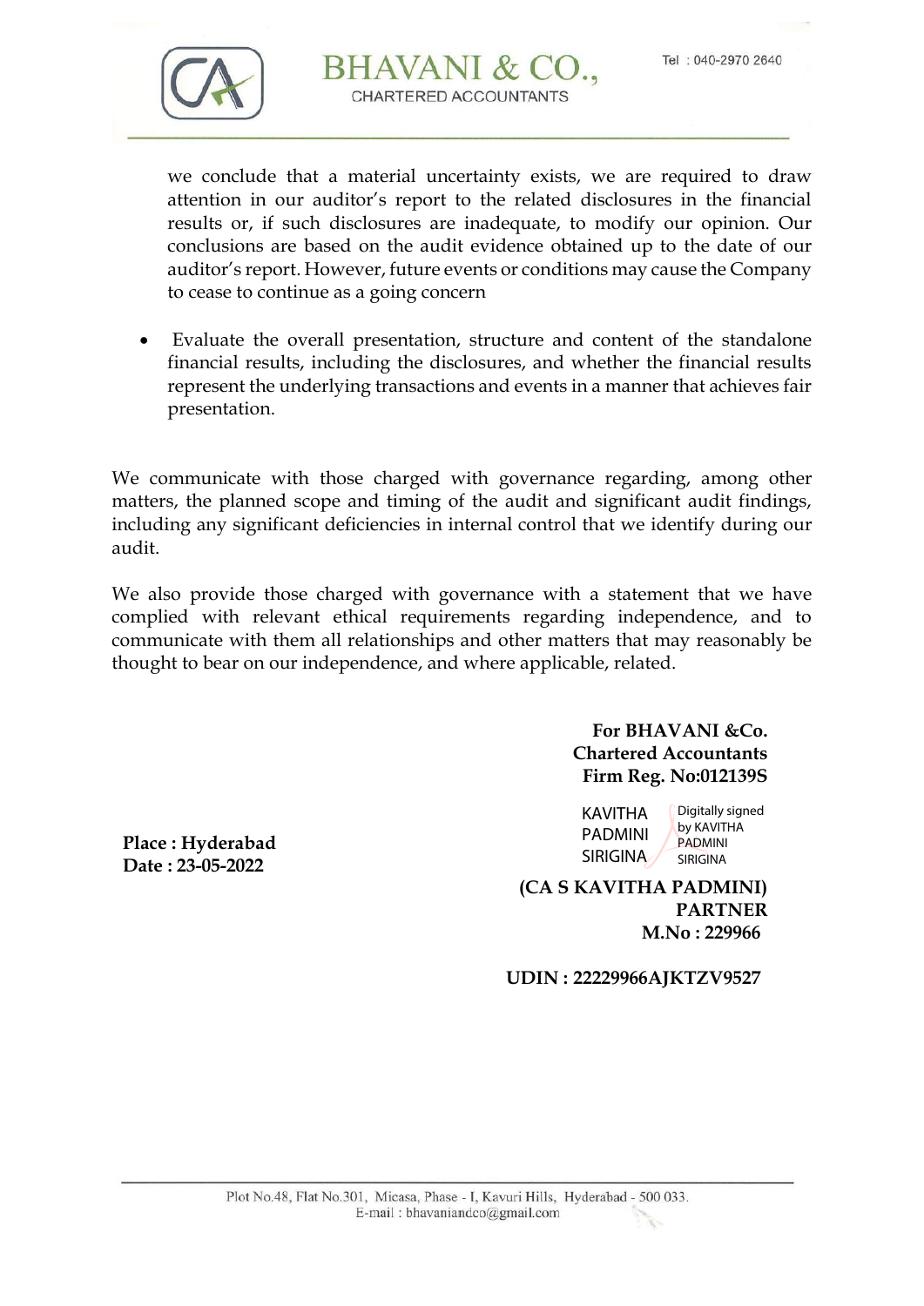we conclude that a material uncertainty exists, we are required to draw attention in our auditor's report to the related disclosures in the financial results or, if such disclosures are inadequate, to modify our opinion. Our conclusions are based on the audit evidence obtained up to the date of our auditor's report. However, future events or conditions may cause the Company to cease to continue as a going concern

- Evaluate the overall presentation, structure and content of the standalone financial results, including the disclosures, and whether the financial results represent the underlying transactions and events in a manner that achieves fair presentation.

We communicate with those charged with governance regarding, among other matters, the planned scope and timing of the audit and significant audit findings, including any significant deficiencies in internal control that we identify during our audit.

We also provide those charged with governance with a statement that we have complied with relevant ethical requirements regarding independence, and to communicate with them all relationships and other matters that may reasonably be thought to bear on our independence, and where applicable, related.

**For BHAVANI &Co.**
**Chartered Accountants**
**Firm Reg. No:012139S**

KAVITHA PADMINI SIRIGINA — Digitally signed by KAVITHA PADMINI SIRIGINA

**Place : Hyderabad**
**Date : 23-05-2022**

**(CA S KAVITHA PADMINI)**
**PARTNER**
**M.No : 229966**

**UDIN : 22229966AJKTZV9527**